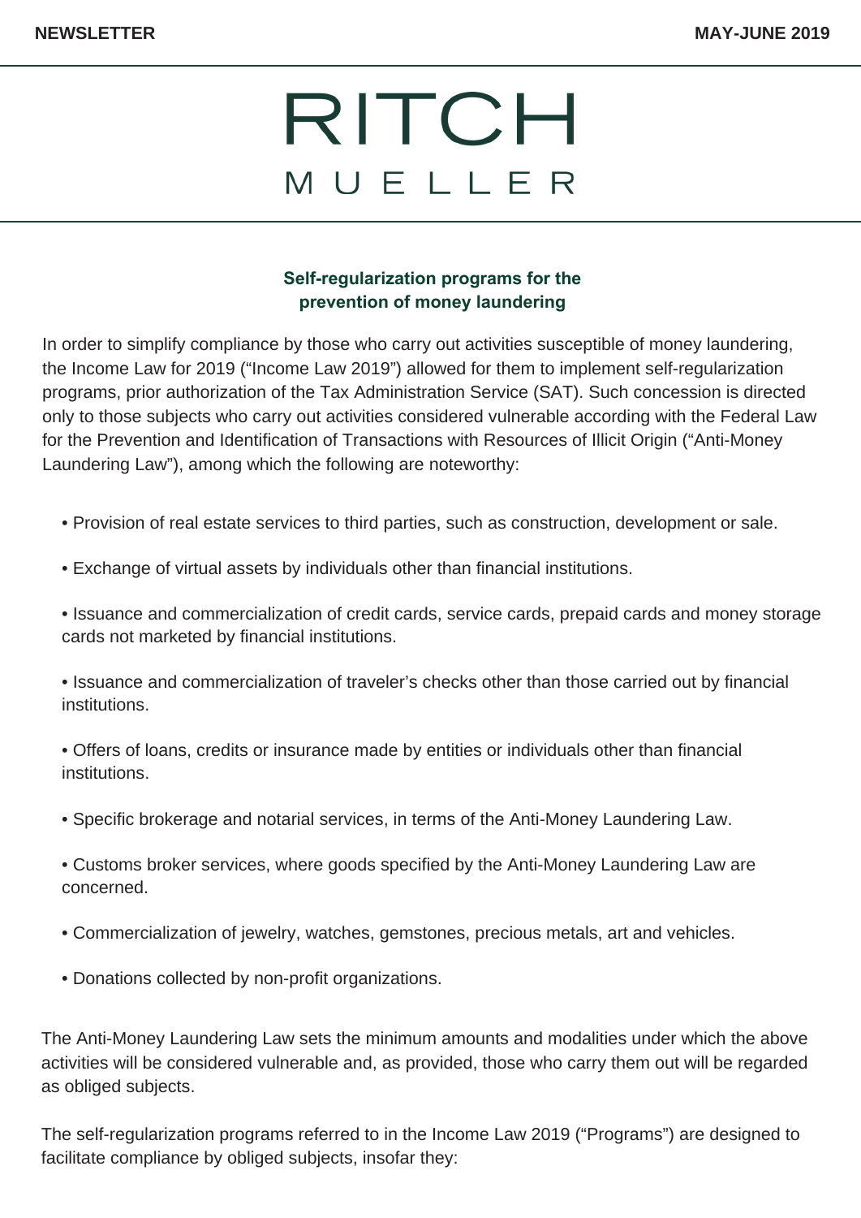# RITCH MUELLER

## Self-regularization programs for the prevention of money laundering

In order to simplify compliance by those who carry out activities susceptible of money laundering, the Income Law for 2019 ("Income Law 2019") allowed for them to implement self-regularization programs, prior authorization of the Tax Administration Service (SAT). Such concession is directed only to those subjects who carry out activities considered vulnerable according with the Federal Law for the Prevention and Identification of Transactions with Resources of Illicit Origin ("Anti-Money Laundering Law"), among which the following are noteworthy:

- Provision of real estate services to third parties, such as construction, development or sale.
- Exchange of virtual assets by individuals other than financial institutions.
- Issuance and commercialization of credit cards, service cards, prepaid cards and money storage cards not marketed by financial institutions.
- Issuance and commercialization of traveler's checks other than those carried out by financial institutions.
- Offers of loans, credits or insurance made by entities or individuals other than financial institutions.
- Specific brokerage and notarial services, in terms of the Anti-Money Laundering Law.
- Customs broker services, where goods specified by the Anti-Money Laundering Law are concerned.
- Commercialization of jewelry, watches, gemstones, precious metals, art and vehicles.
- Donations collected by non-profit organizations.

The Anti-Money Laundering Law sets the minimum amounts and modalities under which the above activities will be considered vulnerable and, as provided, those who carry them out will be regarded as obliged subjects.

The self-regularization programs referred to in the Income Law 2019 ("Programs") are designed to facilitate compliance by obliged subjects, insofar they: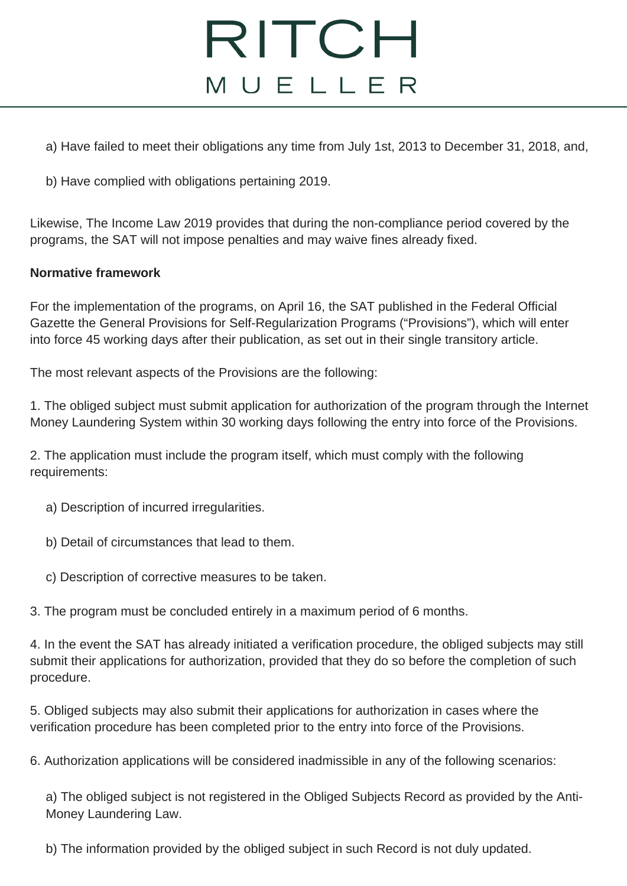a) Have failed to meet their obligations any time from July 1st, 2013 to December 31, 2018, and,

b) Have complied with obligations pertaining 2019.

Likewise, The Income Law 2019 provides that during the non-compliance period covered by the programs, the SAT will not impose penalties and may waive fines already fixed.

**Normative framework**

For the implementation of the programs, on April 16, the SAT published in the Federal Official Gazette the General Provisions for Self-Regularization Programs ("Provisions"), which will enter into force 45 working days after their publication, as set out in their single transitory article.

The most relevant aspects of the Provisions are the following:

1. The obliged subject must submit application for authorization of the program through the Internet Money Laundering System within 30 working days following the entry into force of the Provisions.

2. The application must include the program itself, which must comply with the following requirements:

   a) Description of incurred irregularities.

   b) Detail of circumstances that lead to them.

   c) Description of corrective measures to be taken.

3. The program must be concluded entirely in a maximum period of 6 months.

4. In the event the SAT has already initiated a verification procedure, the obliged subjects may still submit their applications for authorization, provided that they do so before the completion of such procedure.

5. Obliged subjects may also submit their applications for authorization in cases where the verification procedure has been completed prior to the entry into force of the Provisions.

6. Authorization applications will be considered inadmissible in any of the following scenarios:

   a) The obliged subject is not registered in the Obliged Subjects Record as provided by the Anti-Money Laundering Law.

   b) The information provided by the obliged subject in such Record is not duly updated.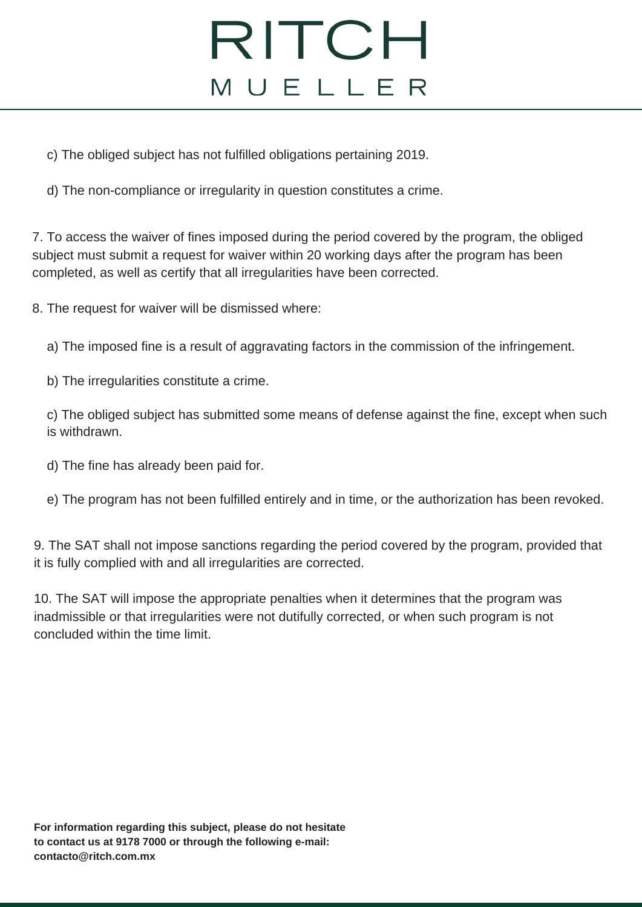c) The obliged subject has not fulfilled obligations pertaining 2019.

d) The non-compliance or irregularity in question constitutes a crime.

7. To access the waiver of fines imposed during the period covered by the program, the obliged subject must submit a request for waiver within 20 working days after the program has been completed, as well as certify that all irregularities have been corrected.

8. The request for waiver will be dismissed where:

a) The imposed fine is a result of aggravating factors in the commission of the infringement.

b) The irregularities constitute a crime.

c) The obliged subject has submitted some means of defense against the fine, except when such is withdrawn.

d) The fine has already been paid for.

e) The program has not been fulfilled entirely and in time, or the authorization has been revoked.

9. The SAT shall not impose sanctions regarding the period covered by the program, provided that it is fully complied with and all irregularities are corrected.

10. The SAT will impose the appropriate penalties when it determines that the program was inadmissible or that irregularities were not dutifully corrected, or when such program is not concluded within the time limit.

**For information regarding this subject, please do not hesitate to contact us at 9178 7000 or through the following e-mail: contacto@ritch.com.mx**